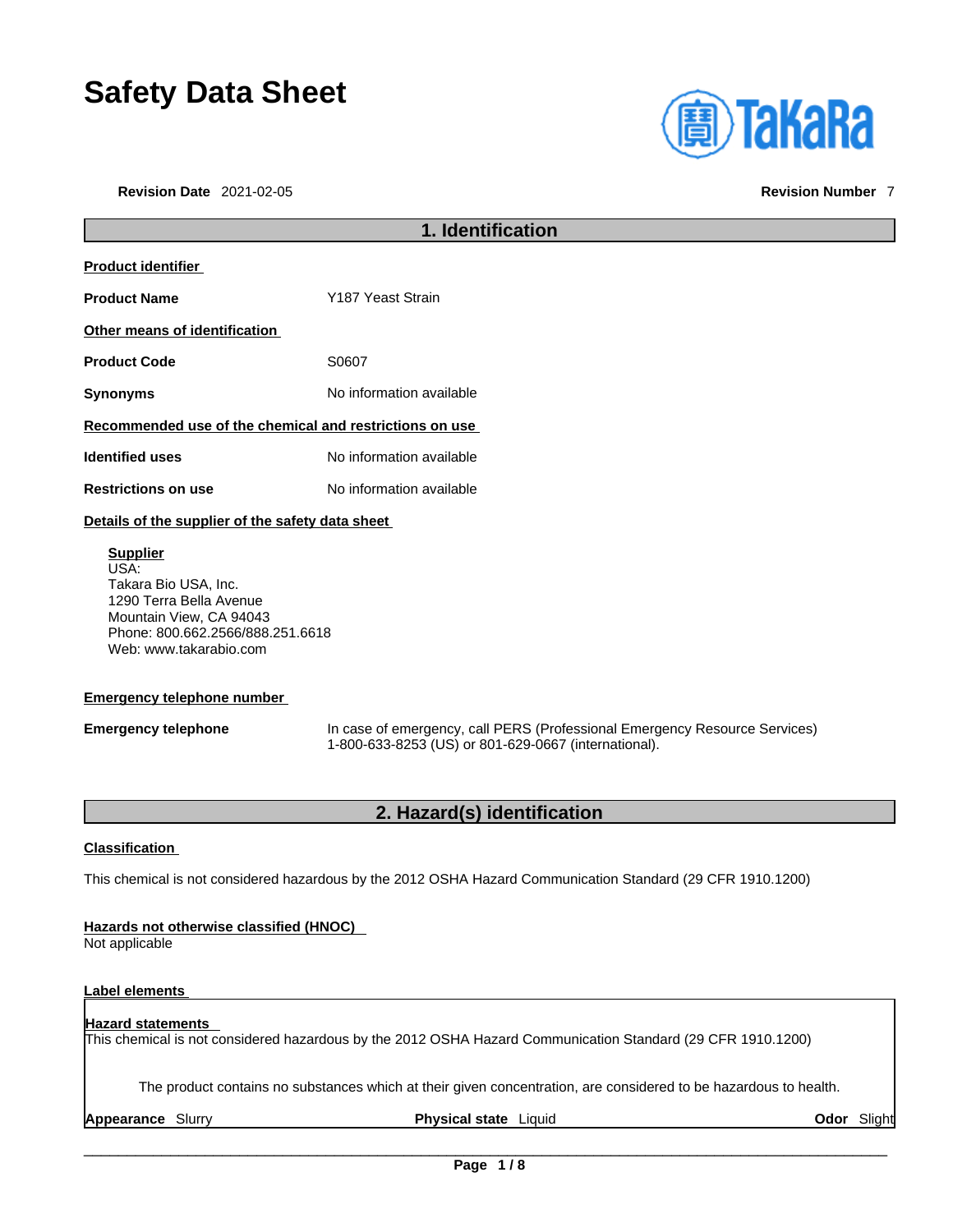# Safety Data Sheet

**Revision Date** 2021-02-05 **Revision Number** 7

## 1. Identification

**Product identifier**

**Product Name** Y187 Yeast Strain

**Other means of identification**

**Product Code** S0607

**Synonyms** No information available

**Recommended use of the chemical and restrictions on use**

**Identified uses** No information available

**Restrictions on use** No information available

**Details of the supplier of the safety data sheet**

**Supplier**
USA:
Takara Bio USA, Inc.
1290 Terra Bella Avenue
Mountain View, CA 94043
Phone: 800.662.2566/888.251.6618
Web: www.takarabio.com

**Emergency telephone number**

**Emergency telephone** In case of emergency, call PERS (Professional Emergency Resource Services) 1-800-633-8253 (US) or 801-629-0667 (international).

## 2. Hazard(s) identification

**Classification**

This chemical is not considered hazardous by the 2012 OSHA Hazard Communication Standard (29 CFR 1910.1200)

**Hazards not otherwise classified (HNOC)**
Not applicable

**Label elements**

**Hazard statements**
This chemical is not considered hazardous by the 2012 OSHA Hazard Communication Standard (29 CFR 1910.1200)

The product contains no substances which at their given concentration, are considered to be hazardous to health.

**Appearance** Slurry **Physical state** Liquid **Odor** Slight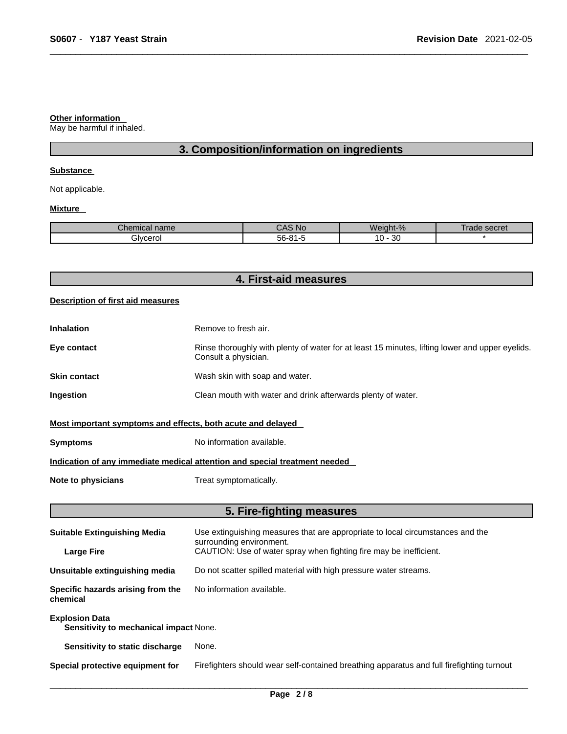**Other information**

May be harmful if inhaled.

## 3. Composition/information on ingredients

**Substance**

Not applicable.

**Mixture**

| Chemical name | CAS No | Weight-% | Trade secret |
|---|---|---|---|
| Glycerol | 56-81-5 | 10 - 30 | * |

## 4. First-aid measures

**Description of first aid measures**

**Inhalation** Remove to fresh air.

**Eye contact** Rinse thoroughly with plenty of water for at least 15 minutes, lifting lower and upper eyelids. Consult a physician.

**Skin contact** Wash skin with soap and water.

**Ingestion** Clean mouth with water and drink afterwards plenty of water.

**Most important symptoms and effects, both acute and delayed**

**Symptoms** No information available.

**Indication of any immediate medical attention and special treatment needed**

**Note to physicians** Treat symptomatically.

## 5. Fire-fighting measures

**Suitable Extinguishing Media** Use extinguishing measures that are appropriate to local circumstances and the surrounding environment.

**Large Fire** CAUTION: Use of water spray when fighting fire may be inefficient.

**Unsuitable extinguishing media** Do not scatter spilled material with high pressure water streams.

**Specific hazards arising from the chemical** No information available.

**Explosion Data**

**Sensitivity to mechanical impact** None.

**Sensitivity to static discharge** None.

**Special protective equipment for** Firefighters should wear self-contained breathing apparatus and full firefighting turnout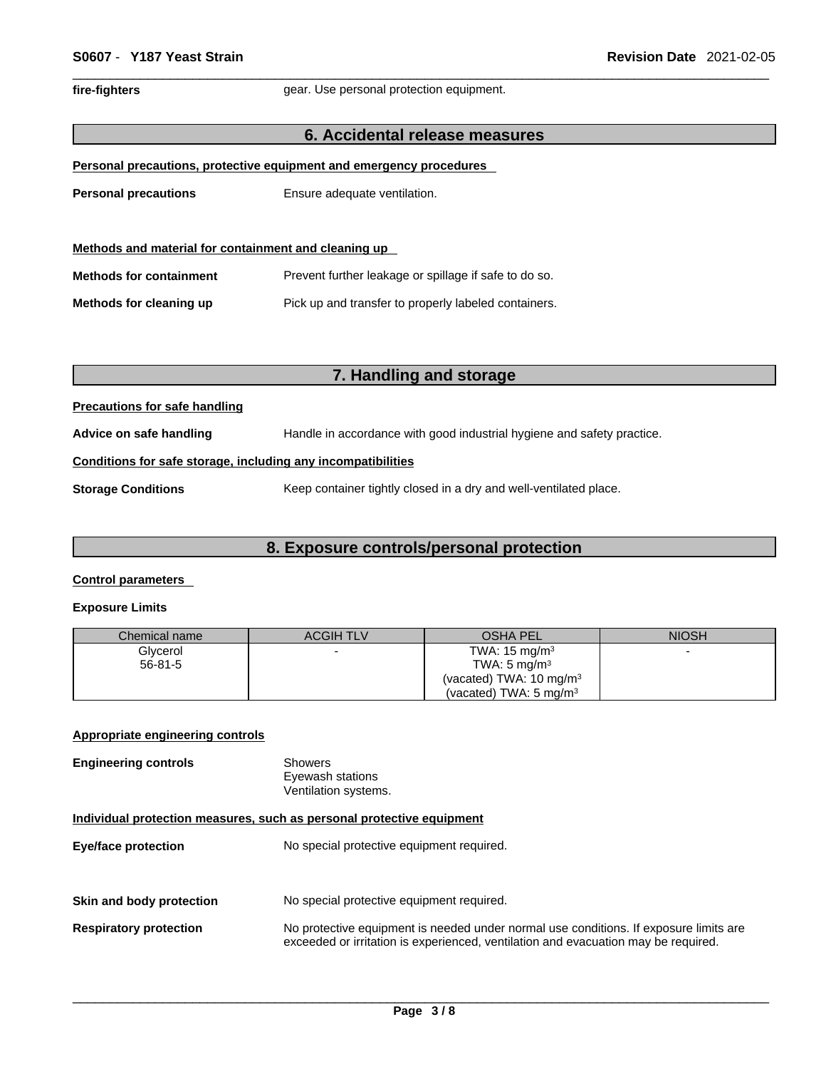| | |
|---|---|
| **fire-fighters** | gear. Use personal protection equipment. |

## 6. Accidental release measures

**Personal precautions, protective equipment and emergency procedures**

| | |
|---|---|
| **Personal precautions** | Ensure adequate ventilation. |

**Methods and material for containment and cleaning up**

| | |
|---|---|
| **Methods for containment** | Prevent further leakage or spillage if safe to do so. |
| **Methods for cleaning up** | Pick up and transfer to properly labeled containers. |

## 7. Handling and storage

**Precautions for safe handling**

| | |
|---|---|
| **Advice on safe handling** | Handle in accordance with good industrial hygiene and safety practice. |

**Conditions for safe storage, including any incompatibilities**

| | |
|---|---|
| **Storage Conditions** | Keep container tightly closed in a dry and well-ventilated place. |

## 8. Exposure controls/personal protection

**Control parameters**

**Exposure Limits**

| Chemical name | ACGIH TLV | OSHA PEL | NIOSH |
|---|---|---|---|
| Glycerol<br>56-81-5 | - | TWA: 15 mg/m$^3$<br>TWA: 5 mg/m$^3$<br>(vacated) TWA: 10 mg/m$^3$<br>(vacated) TWA: 5 mg/m$^3$ | - |

**Appropriate engineering controls**

| | |
|---|---|
| **Engineering controls** | Showers<br>Eyewash stations<br>Ventilation systems. |

**Individual protection measures, such as personal protective equipment**

| | |
|---|---|
| **Eye/face protection** | No special protective equipment required. |
| **Skin and body protection** | No special protective equipment required. |
| **Respiratory protection** | No protective equipment is needed under normal use conditions. If exposure limits are exceeded or irritation is experienced, ventilation and evacuation may be required. |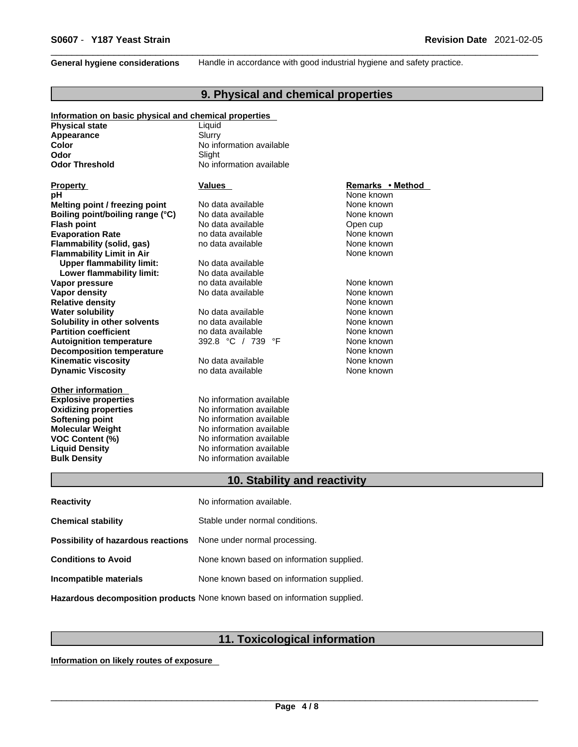**General hygiene considerations** Handle in accordance with good industrial hygiene and safety practice.

## 9. Physical and chemical properties

**Information on basic physical and chemical properties**

| | |
|---|---|
| **Physical state** | Liquid |
| **Appearance** | Slurry |
| **Color** | No information available |
| **Odor** | Slight |
| **Odor Threshold** | No information available |

| Property | Values | Remarks • Method |
|---|---|---|
| **pH** | | None known |
| **Melting point / freezing point** | No data available | None known |
| **Boiling point/boiling range (°C)** | No data available | None known |
| **Flash point** | No data available | Open cup |
| **Evaporation Rate** | no data available | None known |
| **Flammability (solid, gas)** | no data available | None known |
| **Flammability Limit in Air** | | None known |
| **Upper flammability limit:** | No data available | |
| **Lower flammability limit:** | No data available | |
| **Vapor pressure** | no data available | None known |
| **Vapor density** | No data available | None known |
| **Relative density** | | None known |
| **Water solubility** | No data available | None known |
| **Solubility in other solvents** | no data available | None known |
| **Partition coefficient** | no data available | None known |
| **Autoignition temperature** | 392.8 °C / 739 °F | None known |
| **Decomposition temperature** | | None known |
| **Kinematic viscosity** | No data available | None known |
| **Dynamic Viscosity** | no data available | None known |

**Other information**

| | |
|---|---|
| **Explosive properties** | No information available |
| **Oxidizing properties** | No information available |
| **Softening point** | No information available |
| **Molecular Weight** | No information available |
| **VOC Content (%)** | No information available |
| **Liquid Density** | No information available |
| **Bulk Density** | No information available |

## 10. Stability and reactivity

| | |
|---|---|
| **Reactivity** | No information available. |
| **Chemical stability** | Stable under normal conditions. |
| **Possibility of hazardous reactions** | None under normal processing. |
| **Conditions to Avoid** | None known based on information supplied. |
| **Incompatible materials** | None known based on information supplied. |
| **Hazardous decomposition products** | None known based on information supplied. |

## 11. Toxicological information

**Information on likely routes of exposure**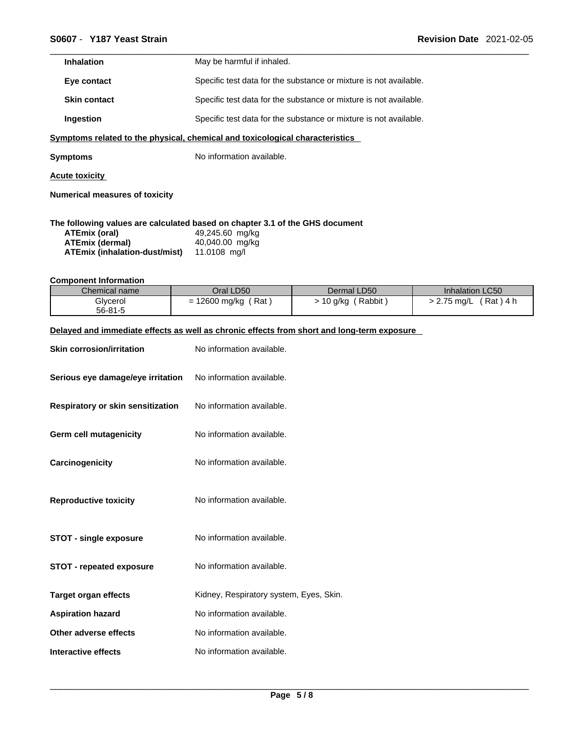| | |
|---|---|
| **Inhalation** | May be harmful if inhaled. |
| **Eye contact** | Specific test data for the substance or mixture is not available. |
| **Skin contact** | Specific test data for the substance or mixture is not available. |
| **Ingestion** | Specific test data for the substance or mixture is not available. |

**Symptoms related to the physical, chemical and toxicological characteristics**

**Symptoms** No information available.

**Acute toxicity**

**Numerical measures of toxicity**

**The following values are calculated based on chapter 3.1 of the GHS document**

| | |
|---|---|
| **ATEmix (oral)** | 49,245.60 mg/kg |
| **ATEmix (dermal)** | 40,040.00 mg/kg |
| **ATEmix (inhalation-dust/mist)** | 11.0108 mg/l |

**Component Information**

| Chemical name | Oral LD50 | Dermal LD50 | Inhalation LC50 |
|---|---|---|---|
| Glycerol<br>56-81-5 | = 12600 mg/kg ( Rat ) | > 10 g/kg ( Rabbit ) | > 2.75 mg/L ( Rat ) 4 h |

**Delayed and immediate effects as well as chronic effects from short and long-term exposure**

| | |
|---|---|
| **Skin corrosion/irritation** | No information available. |
| **Serious eye damage/eye irritation** | No information available. |
| **Respiratory or skin sensitization** | No information available. |
| **Germ cell mutagenicity** | No information available. |
| **Carcinogenicity** | No information available. |
| **Reproductive toxicity** | No information available. |
| **STOT - single exposure** | No information available. |
| **STOT - repeated exposure** | No information available. |
| **Target organ effects** | Kidney, Respiratory system, Eyes, Skin. |
| **Aspiration hazard** | No information available. |
| **Other adverse effects** | No information available. |
| **Interactive effects** | No information available. |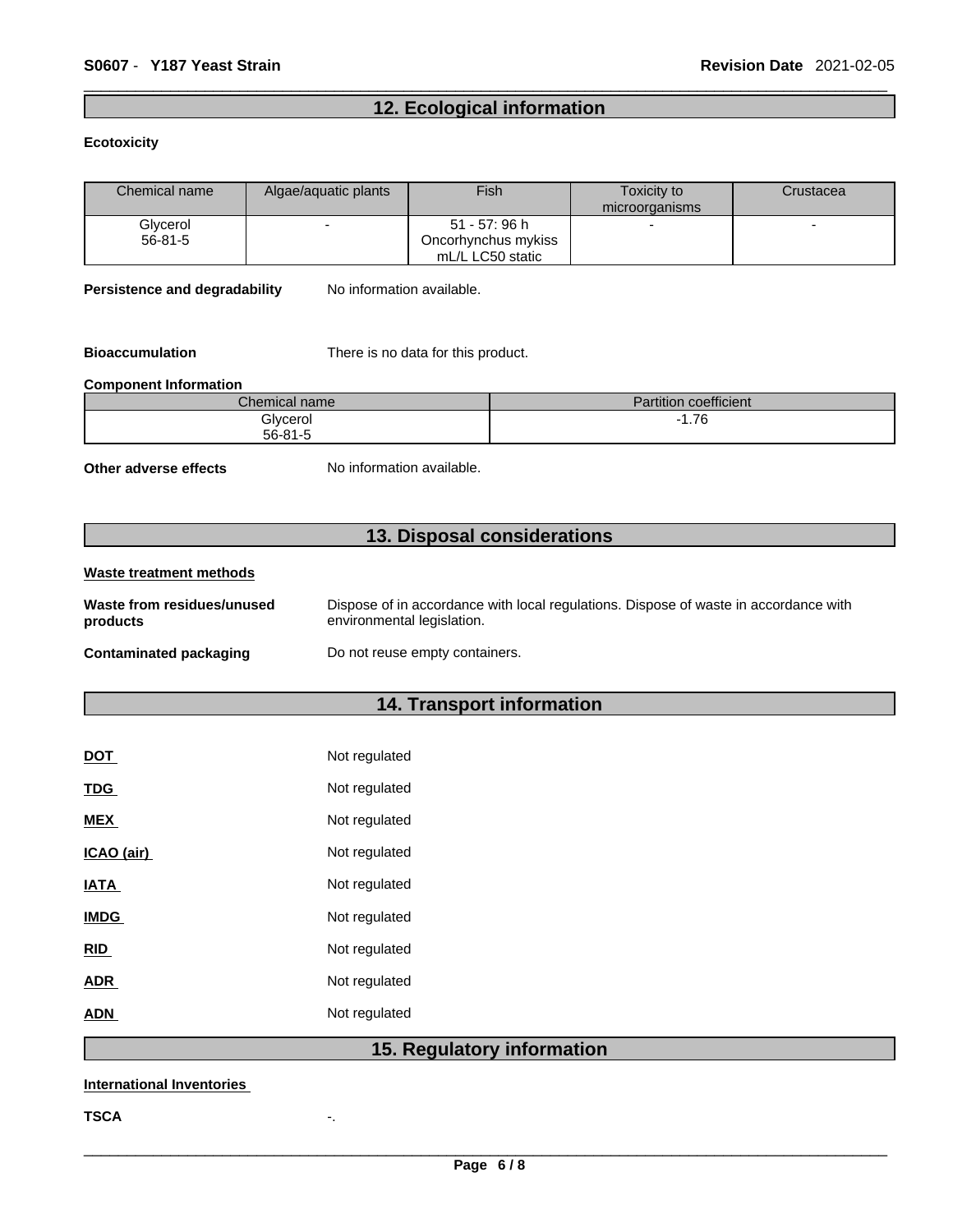## 12. Ecological information

**Ecotoxicity**

| Chemical name | Algae/aquatic plants | Fish | Toxicity to microorganisms | Crustacea |
|---|---|---|---|---|
| Glycerol<br>56-81-5 | - | 51 - 57: 96 h Oncorhynchus mykiss mL/L LC50 static | - | - |

**Persistence and degradability** No information available.

**Bioaccumulation** There is no data for this product.

**Component Information**

| Chemical name | Partition coefficient |
|---|---|
| Glycerol<br>56-81-5 | -1.76 |

**Other adverse effects** No information available.

## 13. Disposal considerations

**Waste treatment methods**

**Waste from residues/unused products** Dispose of in accordance with local regulations. Dispose of waste in accordance with environmental legislation.

**Contaminated packaging** Do not reuse empty containers.

## 14. Transport information

**DOT** Not regulated

**TDG** Not regulated

**MEX** Not regulated

**ICAO (air)** Not regulated

**IATA** Not regulated

**IMDG** Not regulated

**RID** Not regulated

**ADR** Not regulated

**ADN** Not regulated

## 15. Regulatory information

**International Inventories**

**TSCA** -.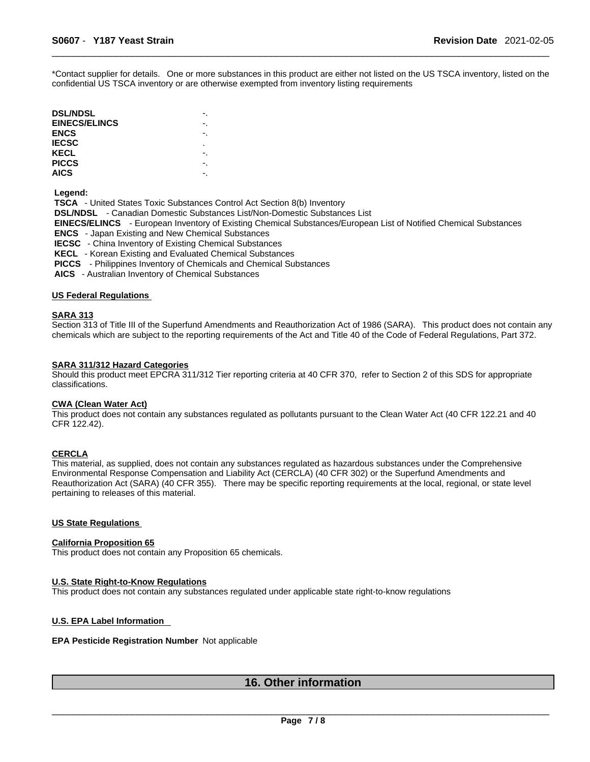*Contact supplier for details. One or more substances in this product are either not listed on the US TSCA inventory, listed on the confidential US TSCA inventory or are otherwise exempted from inventory listing requirements

| | |
|---|---|
| **DSL/NDSL** | -. |
| **EINECS/ELINCS** | -. |
| **ENCS** | -. |
| **IECSC** | . |
| **KECL** | -. |
| **PICCS** | -. |
| **AICS** | -. |

**Legend:**

**TSCA** - United States Toxic Substances Control Act Section 8(b) Inventory
**DSL/NDSL** - Canadian Domestic Substances List/Non-Domestic Substances List
**EINECS/ELINCS** - European Inventory of Existing Chemical Substances/European List of Notified Chemical Substances
**ENCS** - Japan Existing and New Chemical Substances
**IECSC** - China Inventory of Existing Chemical Substances
**KECL** - Korean Existing and Evaluated Chemical Substances
**PICCS** - Philippines Inventory of Chemicals and Chemical Substances
**AICS** - Australian Inventory of Chemical Substances

### US Federal Regulations

#### SARA 313

Section 313 of Title III of the Superfund Amendments and Reauthorization Act of 1986 (SARA). This product does not contain any chemicals which are subject to the reporting requirements of the Act and Title 40 of the Code of Federal Regulations, Part 372.

#### SARA 311/312 Hazard Categories

Should this product meet EPCRA 311/312 Tier reporting criteria at 40 CFR 370, refer to Section 2 of this SDS for appropriate classifications.

#### CWA (Clean Water Act)

This product does not contain any substances regulated as pollutants pursuant to the Clean Water Act (40 CFR 122.21 and 40 CFR 122.42).

#### CERCLA

This material, as supplied, does not contain any substances regulated as hazardous substances under the Comprehensive Environmental Response Compensation and Liability Act (CERCLA) (40 CFR 302) or the Superfund Amendments and Reauthorization Act (SARA) (40 CFR 355). There may be specific reporting requirements at the local, regional, or state level pertaining to releases of this material.

### US State Regulations

#### California Proposition 65

This product does not contain any Proposition 65 chemicals.

#### U.S. State Right-to-Know Regulations

This product does not contain any substances regulated under applicable state right-to-know regulations

### U.S. EPA Label Information

**EPA Pesticide Registration Number** Not applicable

## 16. Other information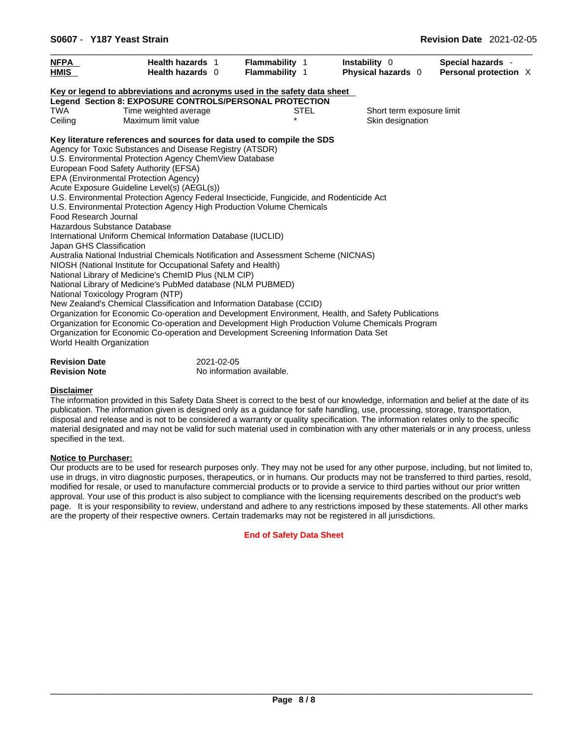| | | | | |
|---|---|---|---|---|
| **NFPA** | **Health hazards** 1 | **Flammability** 1 | **Instability** 0 | **Special hazards** - |
| **HMIS** | **Health hazards** 0 | **Flammability** 1 | **Physical hazards** 0 | **Personal protection** X |

**Key or legend to abbreviations and acronyms used in the safety data sheet**

**Legend Section 8: EXPOSURE CONTROLS/PERSONAL PROTECTION**

| | | | |
|---|---|---|---|
| TWA | Time weighted average | STEL | Short term exposure limit |
| Ceiling | Maximum limit value | * | Skin designation |

**Key literature references and sources for data used to compile the SDS**

Agency for Toxic Substances and Disease Registry (ATSDR)
U.S. Environmental Protection Agency ChemView Database
European Food Safety Authority (EFSA)
EPA (Environmental Protection Agency)
Acute Exposure Guideline Level(s) (AEGL(s))
U.S. Environmental Protection Agency Federal Insecticide, Fungicide, and Rodenticide Act
U.S. Environmental Protection Agency High Production Volume Chemicals
Food Research Journal
Hazardous Substance Database
International Uniform Chemical Information Database (IUCLID)
Japan GHS Classification
Australia National Industrial Chemicals Notification and Assessment Scheme (NICNAS)
NIOSH (National Institute for Occupational Safety and Health)
National Library of Medicine's ChemID Plus (NLM CIP)
National Library of Medicine's PubMed database (NLM PUBMED)
National Toxicology Program (NTP)
New Zealand's Chemical Classification and Information Database (CCID)
Organization for Economic Co-operation and Development Environment, Health, and Safety Publications
Organization for Economic Co-operation and Development High Production Volume Chemicals Program
Organization for Economic Co-operation and Development Screening Information Data Set
World Health Organization

**Revision Date** 2021-02-05
**Revision Note** No information available.

**Disclaimer**

The information provided in this Safety Data Sheet is correct to the best of our knowledge, information and belief at the date of its publication. The information given is designed only as a guidance for safe handling, use, processing, storage, transportation, disposal and release and is not to be considered a warranty or quality specification. The information relates only to the specific material designated and may not be valid for such material used in combination with any other materials or in any process, unless specified in the text.

**Notice to Purchaser:**

Our products are to be used for research purposes only. They may not be used for any other purpose, including, but not limited to, use in drugs, in vitro diagnostic purposes, therapeutics, or in humans. Our products may not be transferred to third parties, resold, modified for resale, or used to manufacture commercial products or to provide a service to third parties without our prior written approval. Your use of this product is also subject to compliance with the licensing requirements described on the product's web page. It is your responsibility to review, understand and adhere to any restrictions imposed by these statements. All other marks are the property of their respective owners. Certain trademarks may not be registered in all jurisdictions.

**End of Safety Data Sheet**